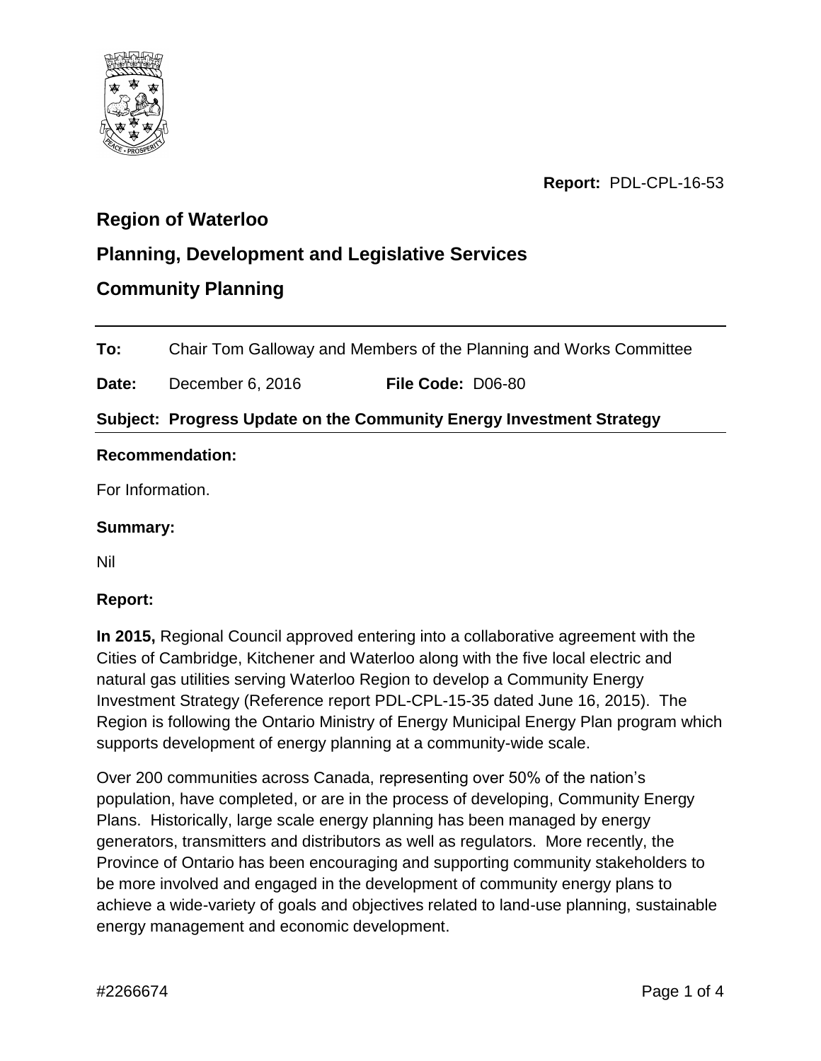**Report:** PDL-CPL-16-53

## Region of Waterloo

## Planning, Development and Legislative Services

## Community Planning

**To:** Chair Tom Galloway and Members of the Planning and Works Committee

**Date:** December 6, 2016 **File Code:** D06-80

**Subject: Progress Update on the Community Energy Investment Strategy**

**Recommendation:**

For Information.

**Summary:**

Nil

**Report:**

**In 2015,** Regional Council approved entering into a collaborative agreement with the Cities of Cambridge, Kitchener and Waterloo along with the five local electric and natural gas utilities serving Waterloo Region to develop a Community Energy Investment Strategy (Reference report PDL-CPL-15-35 dated June 16, 2015). The Region is following the Ontario Ministry of Energy Municipal Energy Plan program which supports development of energy planning at a community-wide scale.

Over 200 communities across Canada, representing over 50% of the nation's population, have completed, or are in the process of developing, Community Energy Plans. Historically, large scale energy planning has been managed by energy generators, transmitters and distributors as well as regulators. More recently, the Province of Ontario has been encouraging and supporting community stakeholders to be more involved and engaged in the development of community energy plans to achieve a wide-variety of goals and objectives related to land-use planning, sustainable energy management and economic development.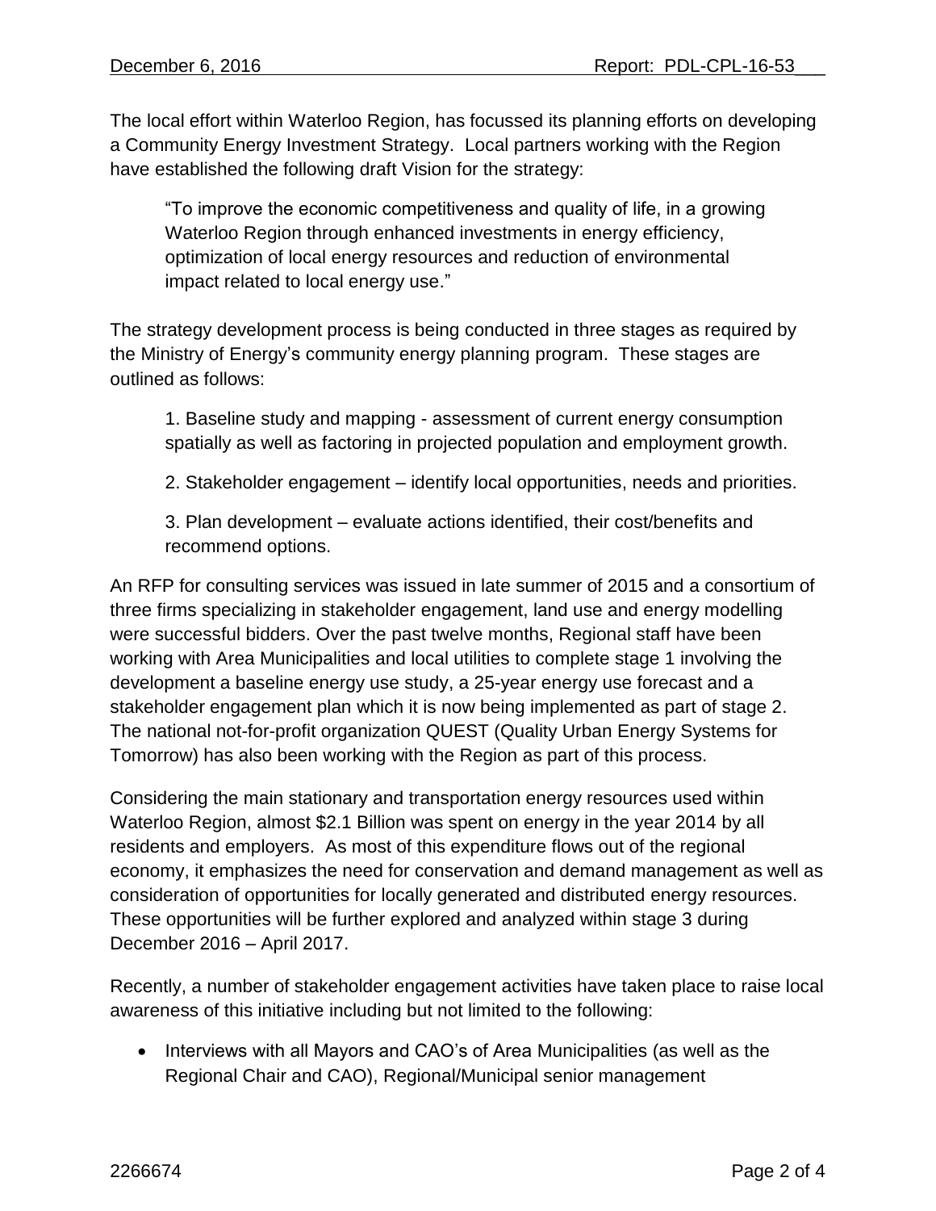The local effort within Waterloo Region, has focussed its planning efforts on developing a Community Energy Investment Strategy. Local partners working with the Region have established the following draft Vision for the strategy:

> "To improve the economic competitiveness and quality of life, in a growing Waterloo Region through enhanced investments in energy efficiency, optimization of local energy resources and reduction of environmental impact related to local energy use."

The strategy development process is being conducted in three stages as required by the Ministry of Energy's community energy planning program. These stages are outlined as follows:

1. Baseline study and mapping - assessment of current energy consumption spatially as well as factoring in projected population and employment growth.

2. Stakeholder engagement – identify local opportunities, needs and priorities.

3. Plan development – evaluate actions identified, their cost/benefits and recommend options.

An RFP for consulting services was issued in late summer of 2015 and a consortium of three firms specializing in stakeholder engagement, land use and energy modelling were successful bidders. Over the past twelve months, Regional staff have been working with Area Municipalities and local utilities to complete stage 1 involving the development a baseline energy use study, a 25-year energy use forecast and a stakeholder engagement plan which it is now being implemented as part of stage 2. The national not-for-profit organization QUEST (Quality Urban Energy Systems for Tomorrow) has also been working with the Region as part of this process.

Considering the main stationary and transportation energy resources used within Waterloo Region, almost $2.1 Billion was spent on energy in the year 2014 by all residents and employers. As most of this expenditure flows out of the regional economy, it emphasizes the need for conservation and demand management as well as consideration of opportunities for locally generated and distributed energy resources. These opportunities will be further explored and analyzed within stage 3 during December 2016 – April 2017.

Recently, a number of stakeholder engagement activities have taken place to raise local awareness of this initiative including but not limited to the following:

- Interviews with all Mayors and CAO's of Area Municipalities (as well as the Regional Chair and CAO), Regional/Municipal senior management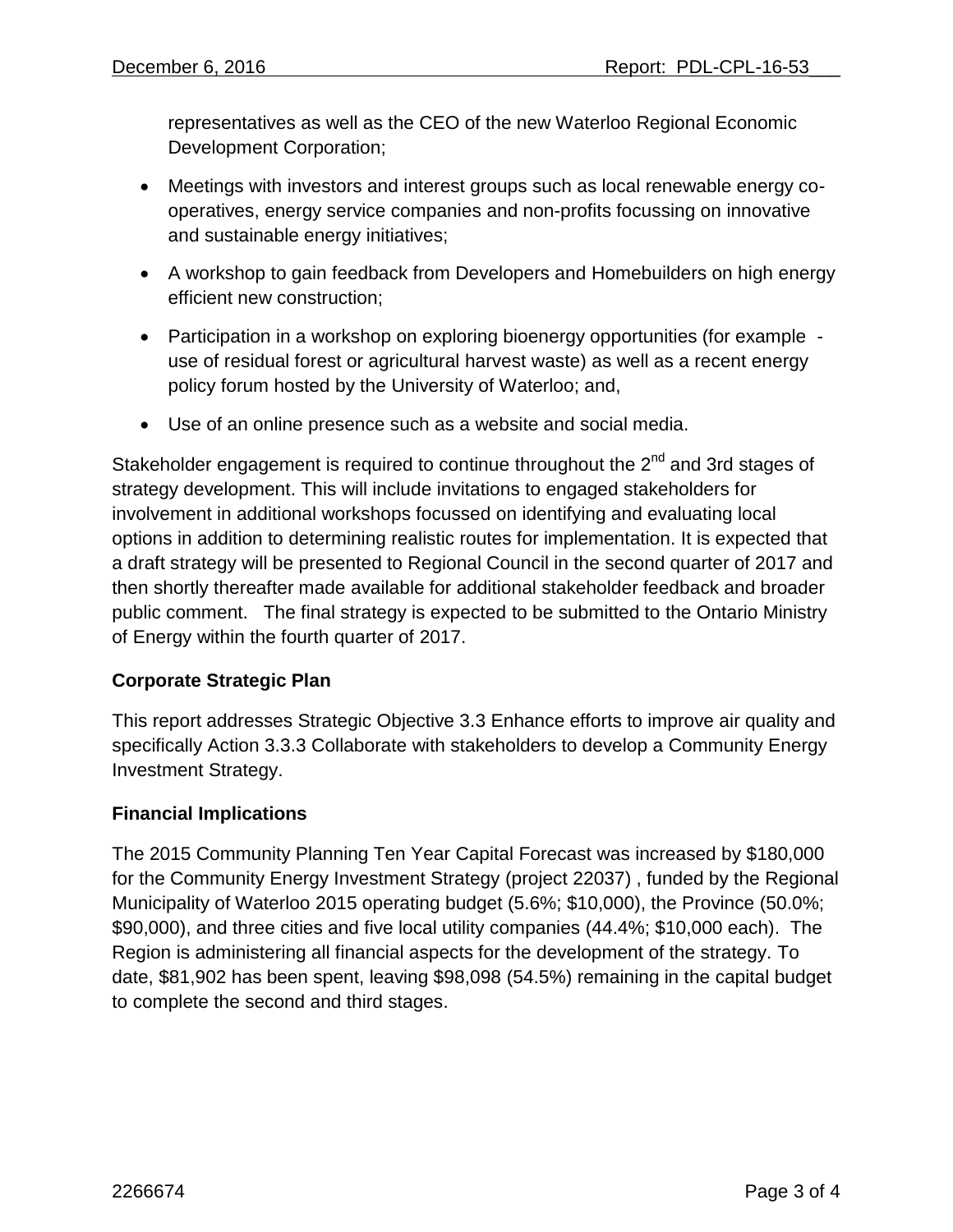representatives as well as the CEO of the new Waterloo Regional Economic Development Corporation;

- Meetings with investors and interest groups such as local renewable energy co-operatives, energy service companies and non-profits focussing on innovative and sustainable energy initiatives;
- A workshop to gain feedback from Developers and Homebuilders on high energy efficient new construction;
- Participation in a workshop on exploring bioenergy opportunities (for example - use of residual forest or agricultural harvest waste) as well as a recent energy policy forum hosted by the University of Waterloo; and,
- Use of an online presence such as a website and social media.

Stakeholder engagement is required to continue throughout the 2nd and 3rd stages of strategy development. This will include invitations to engaged stakeholders for involvement in additional workshops focussed on identifying and evaluating local options in addition to determining realistic routes for implementation. It is expected that a draft strategy will be presented to Regional Council in the second quarter of 2017 and then shortly thereafter made available for additional stakeholder feedback and broader public comment. The final strategy is expected to be submitted to the Ontario Ministry of Energy within the fourth quarter of 2017.

**Corporate Strategic Plan**

This report addresses Strategic Objective 3.3 Enhance efforts to improve air quality and specifically Action 3.3.3 Collaborate with stakeholders to develop a Community Energy Investment Strategy.

**Financial Implications**

The 2015 Community Planning Ten Year Capital Forecast was increased by $180,000 for the Community Energy Investment Strategy (project 22037) , funded by the Regional Municipality of Waterloo 2015 operating budget (5.6%; $10,000), the Province (50.0%; $90,000), and three cities and five local utility companies (44.4%; $10,000 each). The Region is administering all financial aspects for the development of the strategy. To date, $81,902 has been spent, leaving $98,098 (54.5%) remaining in the capital budget to complete the second and third stages.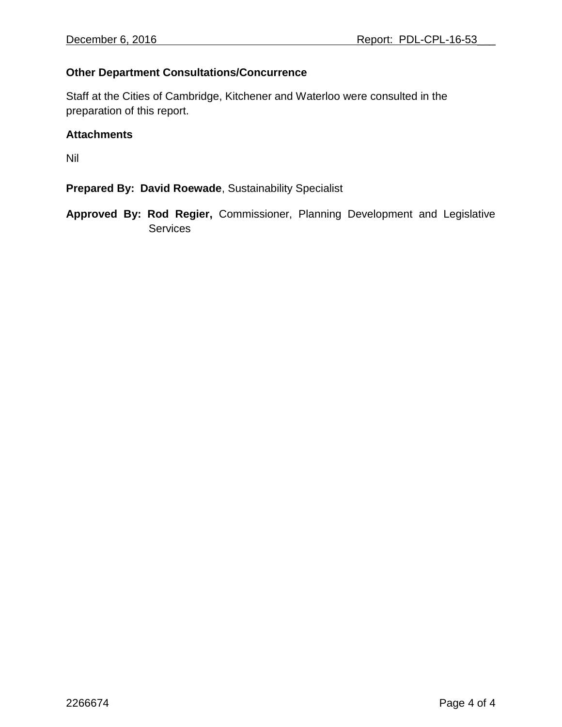**Other Department Consultations/Concurrence**

Staff at the Cities of Cambridge, Kitchener and Waterloo were consulted in the preparation of this report.

**Attachments**

Nil

**Prepared By: David Roewade**, Sustainability Specialist

**Approved By: Rod Regier,** Commissioner, Planning Development and Legislative Services